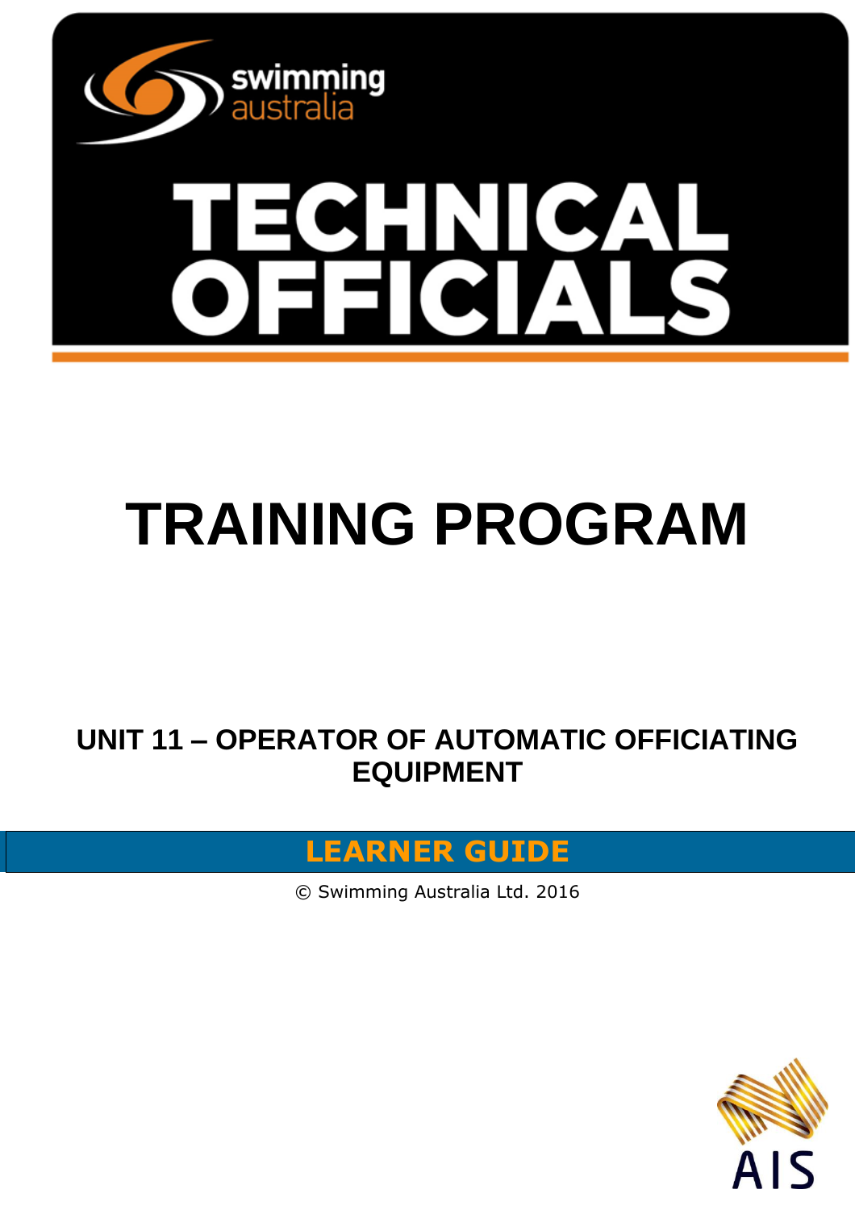swimming australia

# TECHNICAL OFFICIALS

# TRAINING PROGRAM

## UNIT 11 – OPERATOR OF AUTOMATIC OFFICIATING EQUIPMENT

**LEARNER GUIDE**

© Swimming Australia Ltd. 2016

AIS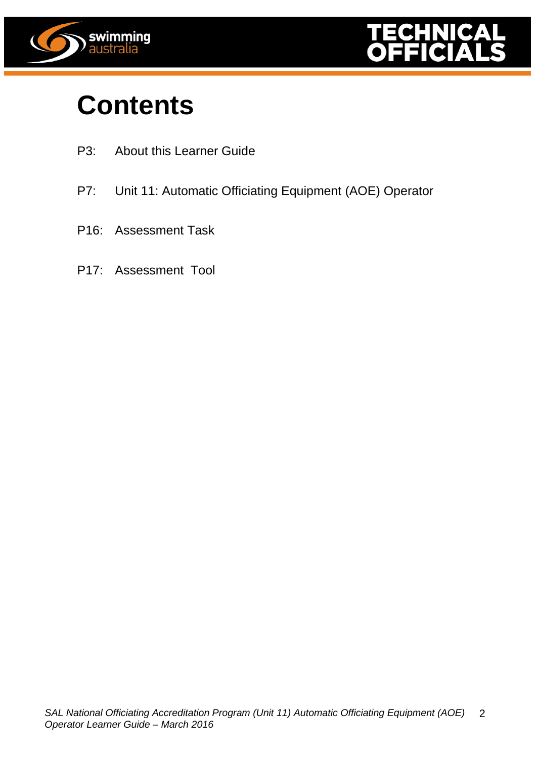# Contents

P3: About this Learner Guide

P7: Unit 11: Automatic Officiating Equipment (AOE) Operator

P16: Assessment Task

P17: Assessment Tool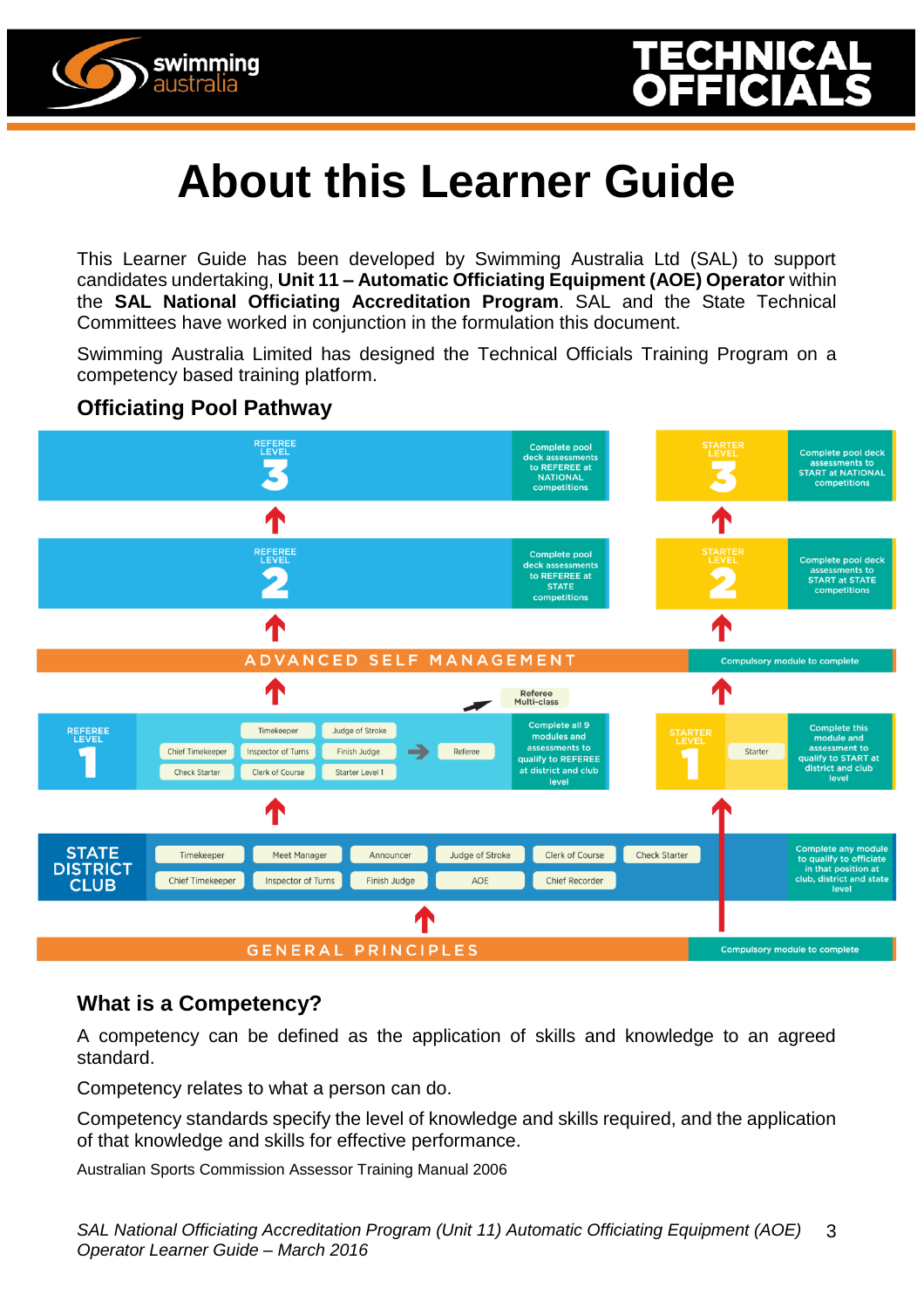# About this Learner Guide

This Learner Guide has been developed by Swimming Australia Ltd (SAL) to support candidates undertaking, **Unit 11 – Automatic Officiating Equipment (AOE) Operator** within the **SAL National Officiating Accreditation Program**. SAL and the State Technical Committees have worked in conjunction in the formulation this document.

Swimming Australia Limited has designed the Technical Officials Training Program on a competency based training platform.

## Officiating Pool Pathway

REFEREE LEVEL 3
Complete pool deck assessments to REFEREE at NATIONAL competitions

STARTER LEVEL 3
Complete pool deck assessments to START at NATIONAL competitions

REFEREE LEVEL 2
Complete pool deck assessments to REFEREE at STATE competitions

STARTER LEVEL 2
Complete pool deck assessments to START at STATE competitions

ADVANCED SELF MANAGEMENT
Compulsory module to complete

Referee Multi-class

REFEREE LEVEL 1
Timekeeper, Judge of Stroke, Chief Timekeeper, Inspector of Turns, Finish Judge, Check Starter, Clerk of Course, Starter Level 1 → Referee
Complete all 9 modules and assessments to qualify to REFEREE at district and club level

STARTER LEVEL 1
Starter
Complete this module and assessment to qualify to START at district and club level

STATE DISTRICT CLUB
Timekeeper, Meet Manager, Announcer, Judge of Stroke, Clerk of Course, Check Starter, Chief Timekeeper, Inspector of Turns, Finish Judge, AOE, Chief Recorder
Complete any module to qualify to officiate in that position at club, district and state level

GENERAL PRINCIPLES
Compulsory module to complete

### What is a Competency?

A competency can be defined as the application of skills and knowledge to an agreed standard.

Competency relates to what a person can do.

Competency standards specify the level of knowledge and skills required, and the application of that knowledge and skills for effective performance.

Australian Sports Commission Assessor Training Manual 2006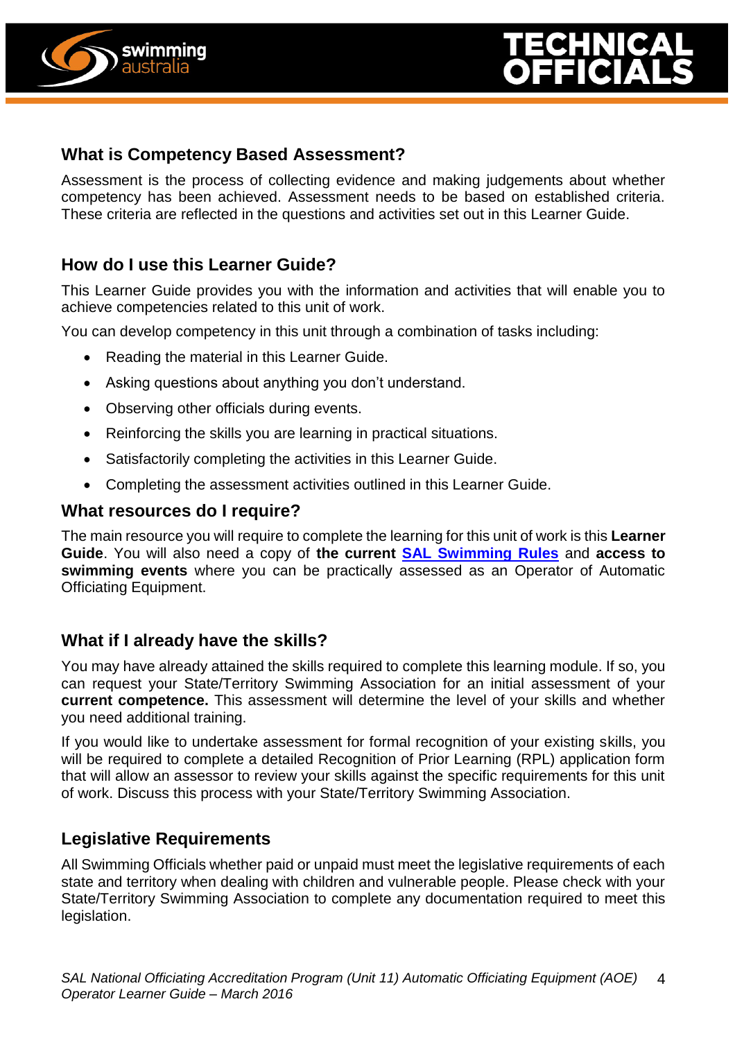## What is Competency Based Assessment?

Assessment is the process of collecting evidence and making judgements about whether competency has been achieved. Assessment needs to be based on established criteria. These criteria are reflected in the questions and activities set out in this Learner Guide.

## How do I use this Learner Guide?

This Learner Guide provides you with the information and activities that will enable you to achieve competencies related to this unit of work.

You can develop competency in this unit through a combination of tasks including:

- Reading the material in this Learner Guide.
- Asking questions about anything you don't understand.
- Observing other officials during events.
- Reinforcing the skills you are learning in practical situations.
- Satisfactorily completing the activities in this Learner Guide.
- Completing the assessment activities outlined in this Learner Guide.

## What resources do I require?

The main resource you will require to complete the learning for this unit of work is this **Learner Guide**. You will also need a copy of **the current SAL Swimming Rules** and **access to swimming events** where you can be practically assessed as an Operator of Automatic Officiating Equipment.

## What if I already have the skills?

You may have already attained the skills required to complete this learning module. If so, you can request your State/Territory Swimming Association for an initial assessment of your **current competence.** This assessment will determine the level of your skills and whether you need additional training.

If you would like to undertake assessment for formal recognition of your existing skills, you will be required to complete a detailed Recognition of Prior Learning (RPL) application form that will allow an assessor to review your skills against the specific requirements for this unit of work. Discuss this process with your State/Territory Swimming Association.

## Legislative Requirements

All Swimming Officials whether paid or unpaid must meet the legislative requirements of each state and territory when dealing with children and vulnerable people. Please check with your State/Territory Swimming Association to complete any documentation required to meet this legislation.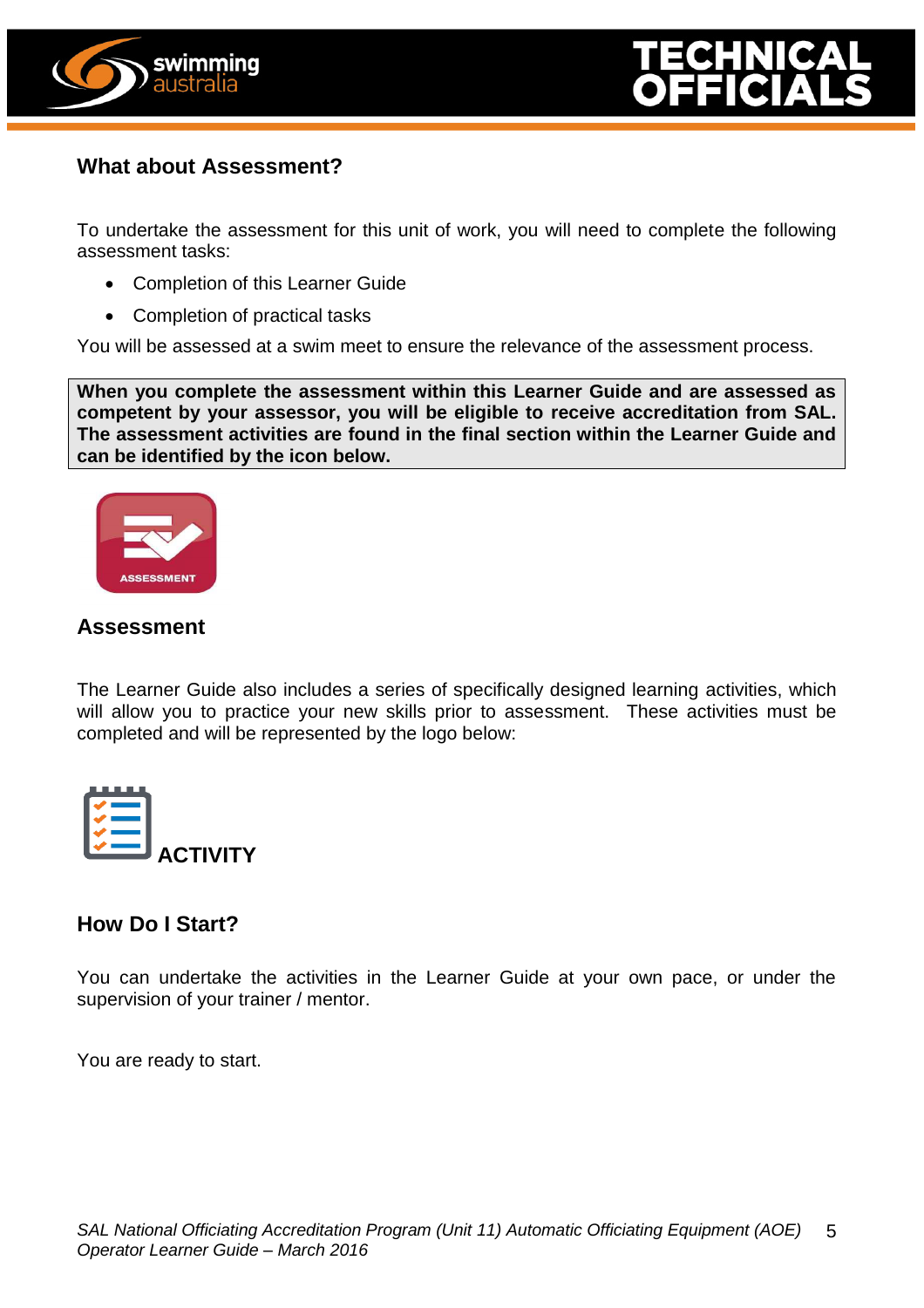## What about Assessment?

To undertake the assessment for this unit of work, you will need to complete the following assessment tasks:

- Completion of this Learner Guide
- Completion of practical tasks

You will be assessed at a swim meet to ensure the relevance of the assessment process.

**When you complete the assessment within this Learner Guide and are assessed as competent by your assessor, you will be eligible to receive accreditation from SAL. The assessment activities are found in the final section within the Learner Guide and can be identified by the icon below.**

ASSESSMENT

## Assessment

The Learner Guide also includes a series of specifically designed learning activities, which will allow you to practice your new skills prior to assessment. These activities must be completed and will be represented by the logo below:

**ACTIVITY**

## How Do I Start?

You can undertake the activities in the Learner Guide at your own pace, or under the supervision of your trainer / mentor.

You are ready to start.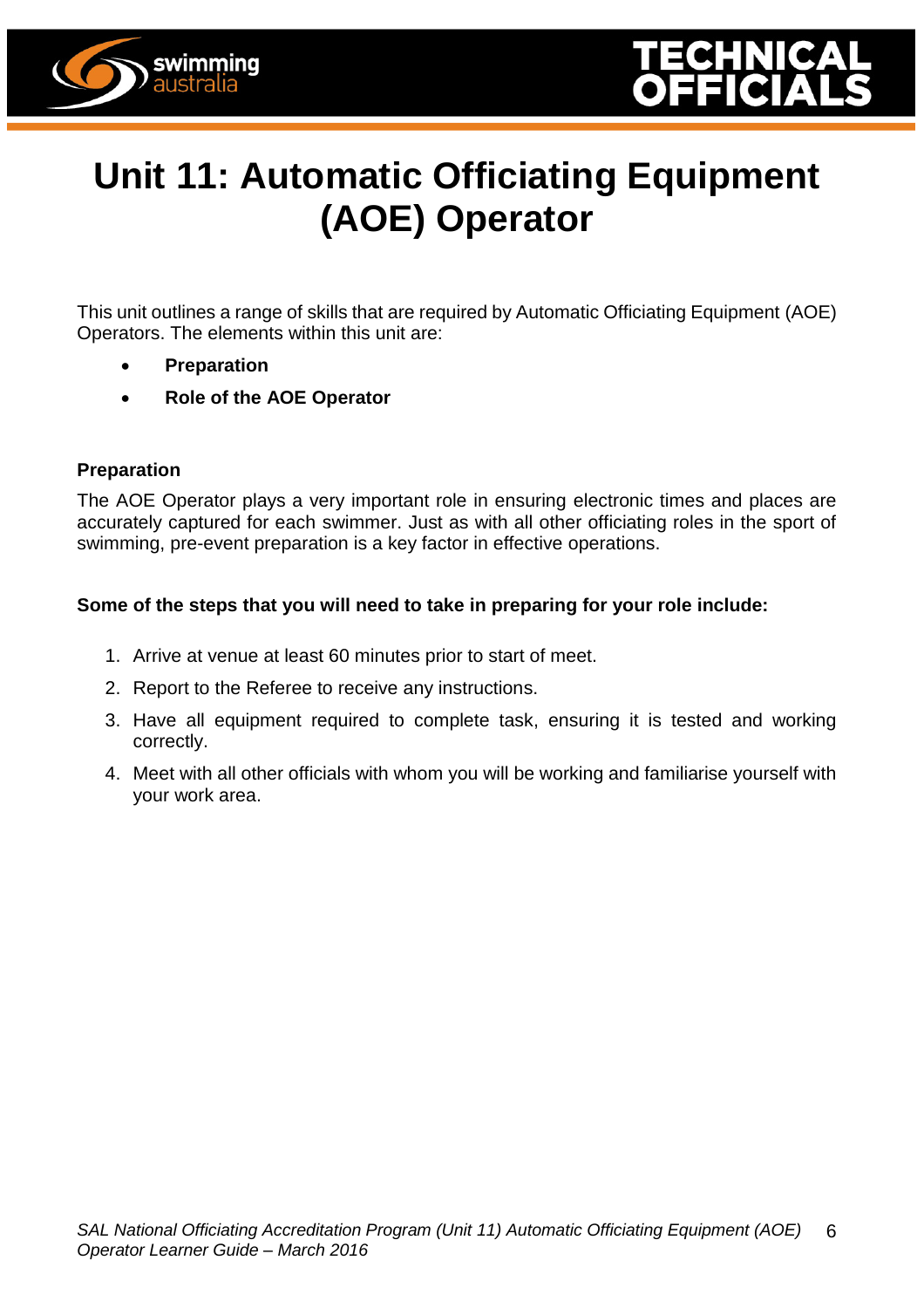# Unit 11: Automatic Officiating Equipment (AOE) Operator

This unit outlines a range of skills that are required by Automatic Officiating Equipment (AOE) Operators. The elements within this unit are:

- **Preparation**
- **Role of the AOE Operator**

### Preparation

The AOE Operator plays a very important role in ensuring electronic times and places are accurately captured for each swimmer. Just as with all other officiating roles in the sport of swimming, pre-event preparation is a key factor in effective operations.

**Some of the steps that you will need to take in preparing for your role include:**

1. Arrive at venue at least 60 minutes prior to start of meet.
2. Report to the Referee to receive any instructions.
3. Have all equipment required to complete task, ensuring it is tested and working correctly.
4. Meet with all other officials with whom you will be working and familiarise yourself with your work area.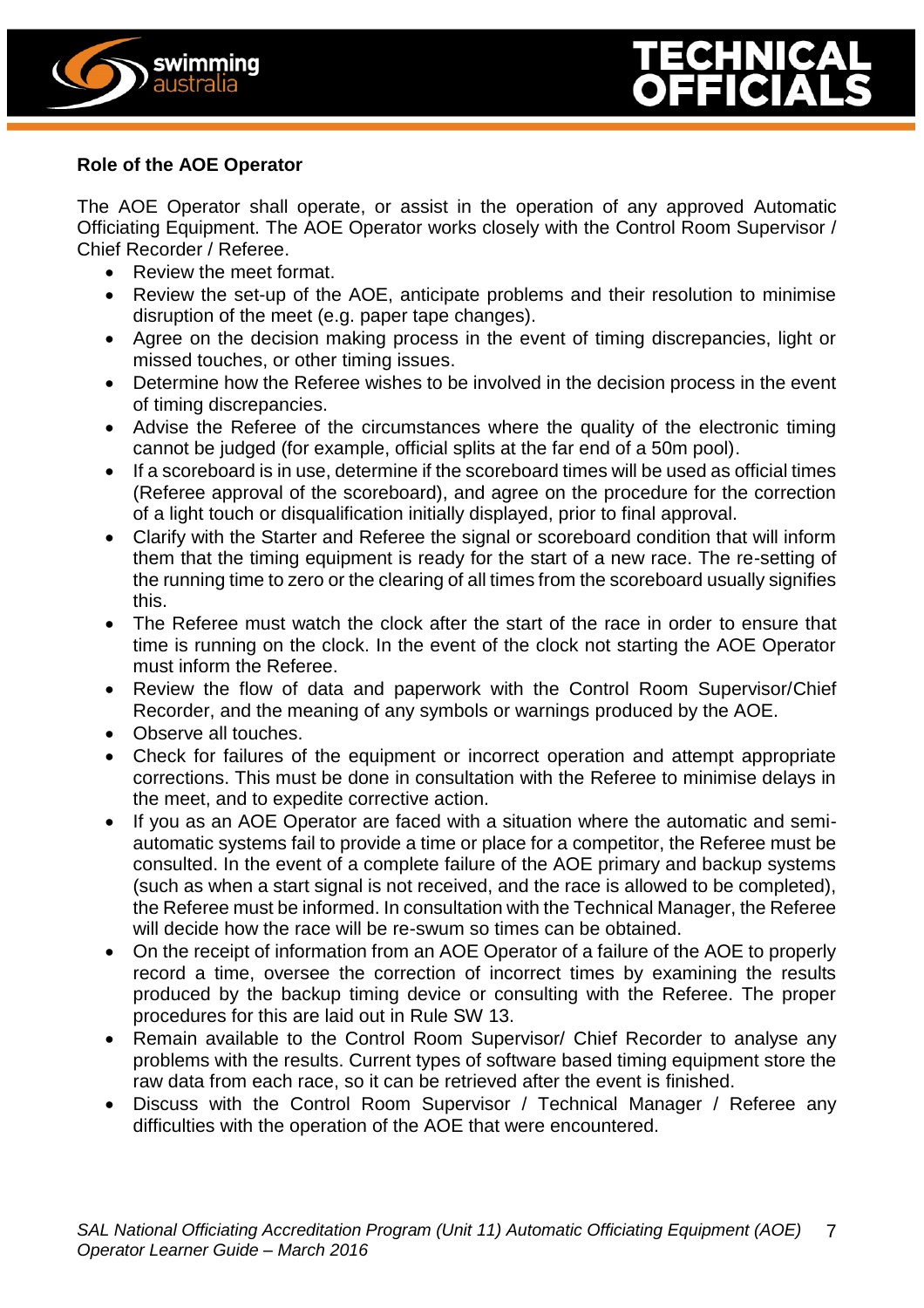**Role of the AOE Operator**

The AOE Operator shall operate, or assist in the operation of any approved Automatic Officiating Equipment. The AOE Operator works closely with the Control Room Supervisor / Chief Recorder / Referee.

- Review the meet format.
- Review the set-up of the AOE, anticipate problems and their resolution to minimise disruption of the meet (e.g. paper tape changes).
- Agree on the decision making process in the event of timing discrepancies, light or missed touches, or other timing issues.
- Determine how the Referee wishes to be involved in the decision process in the event of timing discrepancies.
- Advise the Referee of the circumstances where the quality of the electronic timing cannot be judged (for example, official splits at the far end of a 50m pool).
- If a scoreboard is in use, determine if the scoreboard times will be used as official times (Referee approval of the scoreboard), and agree on the procedure for the correction of a light touch or disqualification initially displayed, prior to final approval.
- Clarify with the Starter and Referee the signal or scoreboard condition that will inform them that the timing equipment is ready for the start of a new race. The re-setting of the running time to zero or the clearing of all times from the scoreboard usually signifies this.
- The Referee must watch the clock after the start of the race in order to ensure that time is running on the clock. In the event of the clock not starting the AOE Operator must inform the Referee.
- Review the flow of data and paperwork with the Control Room Supervisor/Chief Recorder, and the meaning of any symbols or warnings produced by the AOE.
- Observe all touches.
- Check for failures of the equipment or incorrect operation and attempt appropriate corrections. This must be done in consultation with the Referee to minimise delays in the meet, and to expedite corrective action.
- If you as an AOE Operator are faced with a situation where the automatic and semi-automatic systems fail to provide a time or place for a competitor, the Referee must be consulted. In the event of a complete failure of the AOE primary and backup systems (such as when a start signal is not received, and the race is allowed to be completed), the Referee must be informed. In consultation with the Technical Manager, the Referee will decide how the race will be re-swum so times can be obtained.
- On the receipt of information from an AOE Operator of a failure of the AOE to properly record a time, oversee the correction of incorrect times by examining the results produced by the backup timing device or consulting with the Referee. The proper procedures for this are laid out in Rule SW 13.
- Remain available to the Control Room Supervisor/ Chief Recorder to analyse any problems with the results. Current types of software based timing equipment store the raw data from each race, so it can be retrieved after the event is finished.
- Discuss with the Control Room Supervisor / Technical Manager / Referee any difficulties with the operation of the AOE that were encountered.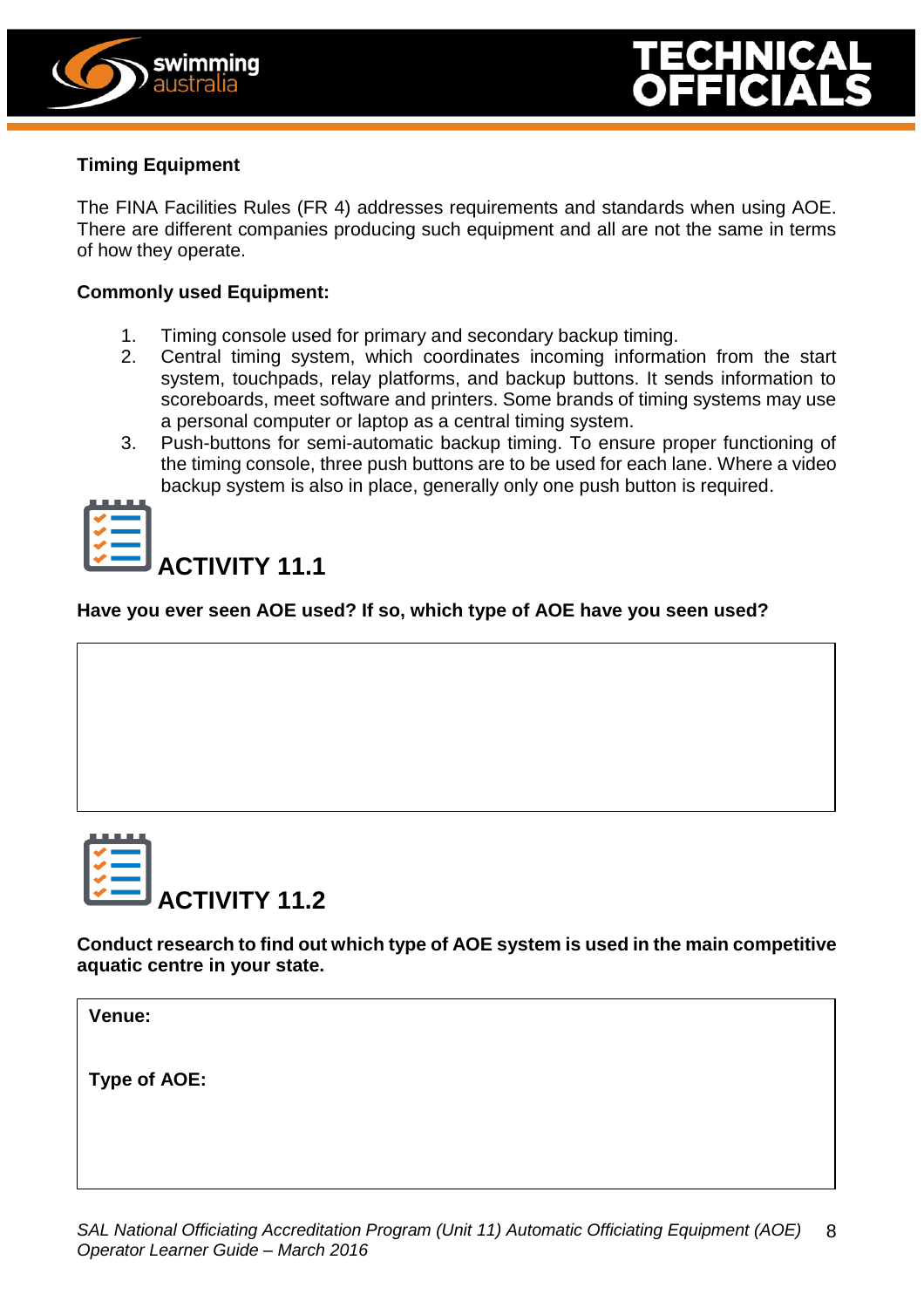### Timing Equipment

The FINA Facilities Rules (FR 4) addresses requirements and standards when using AOE. There are different companies producing such equipment and all are not the same in terms of how they operate.

**Commonly used Equipment:**

1. Timing console used for primary and secondary backup timing.
2. Central timing system, which coordinates incoming information from the start system, touchpads, relay platforms, and backup buttons. It sends information to scoreboards, meet software and printers. Some brands of timing systems may use a personal computer or laptop as a central timing system.
3. Push-buttons for semi-automatic backup timing. To ensure proper functioning of the timing console, three push buttons are to be used for each lane. Where a video backup system is also in place, generally only one push button is required.

## ACTIVITY 11.1

**Have you ever seen AOE used? If so, which type of AOE have you seen used?**

| |
|---|
| |

## ACTIVITY 11.2

**Conduct research to find out which type of AOE system is used in the main competitive aquatic centre in your state.**

| |
|---|
| **Venue:** |
| **Type of AOE:** |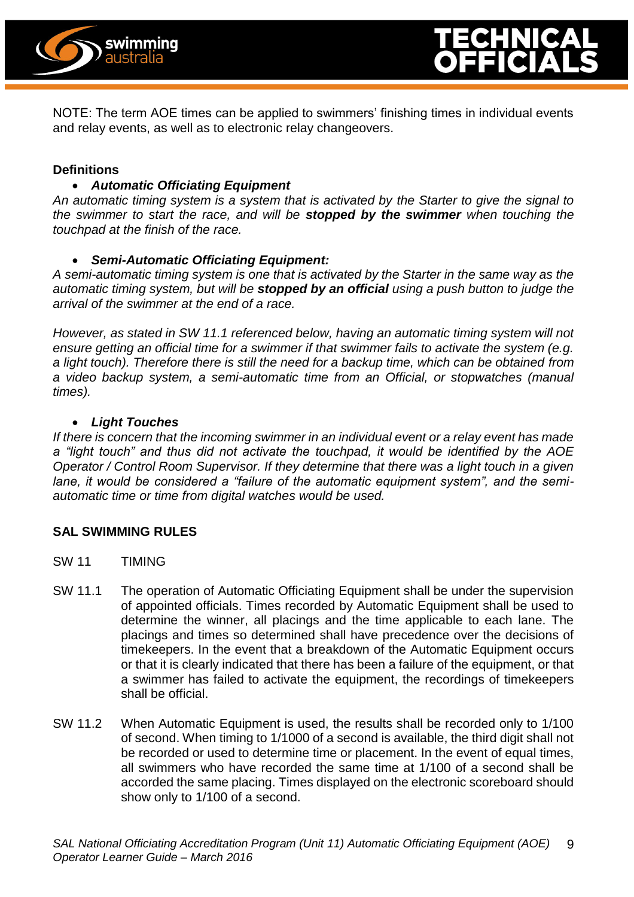NOTE: The term AOE times can be applied to swimmers' finishing times in individual events and relay events, as well as to electronic relay changeovers.

**Definitions**

- ***Automatic Officiating Equipment***

*An automatic timing system is a system that is activated by the Starter to give the signal to the swimmer to start the race, and will be **stopped by the swimmer** when touching the touchpad at the finish of the race.*

- ***Semi-Automatic Officiating Equipment:***

*A semi-automatic timing system is one that is activated by the Starter in the same way as the automatic timing system, but will be **stopped by an official** using a push button to judge the arrival of the swimmer at the end of a race.*

*However, as stated in SW 11.1 referenced below, having an automatic timing system will not ensure getting an official time for a swimmer if that swimmer fails to activate the system (e.g. a light touch). Therefore there is still the need for a backup time, which can be obtained from a video backup system, a semi-automatic time from an Official, or stopwatches (manual times).*

- ***Light Touches***

*If there is concern that the incoming swimmer in an individual event or a relay event has made a "light touch" and thus did not activate the touchpad, it would be identified by the AOE Operator / Control Room Supervisor. If they determine that there was a light touch in a given lane, it would be considered a "failure of the automatic equipment system", and the semi-automatic time or time from digital watches would be used.*

**SAL SWIMMING RULES**

SW 11 TIMING

SW 11.1 The operation of Automatic Officiating Equipment shall be under the supervision of appointed officials. Times recorded by Automatic Equipment shall be used to determine the winner, all placings and the time applicable to each lane. The placings and times so determined shall have precedence over the decisions of timekeepers. In the event that a breakdown of the Automatic Equipment occurs or that it is clearly indicated that there has been a failure of the equipment, or that a swimmer has failed to activate the equipment, the recordings of timekeepers shall be official.

SW 11.2 When Automatic Equipment is used, the results shall be recorded only to 1/100 of second. When timing to 1/1000 of a second is available, the third digit shall not be recorded or used to determine time or placement. In the event of equal times, all swimmers who have recorded the same time at 1/100 of a second shall be accorded the same placing. Times displayed on the electronic scoreboard should show only to 1/100 of a second.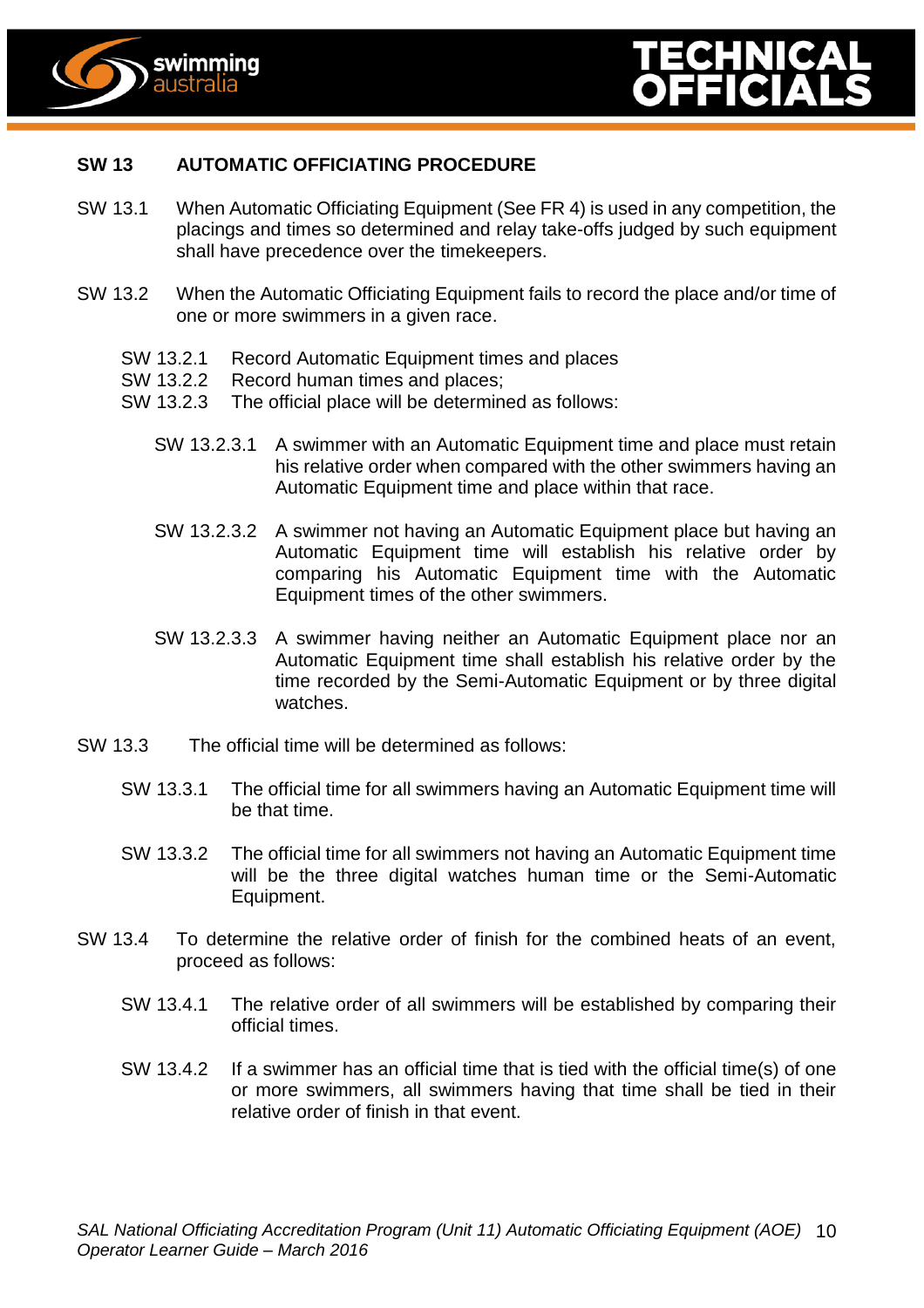## SW 13 AUTOMATIC OFFICIATING PROCEDURE

SW 13.1 When Automatic Officiating Equipment (See FR 4) is used in any competition, the placings and times so determined and relay take-offs judged by such equipment shall have precedence over the timekeepers.

SW 13.2 When the Automatic Officiating Equipment fails to record the place and/or time of one or more swimmers in a given race.

SW 13.2.1 Record Automatic Equipment times and places

SW 13.2.2 Record human times and places;

SW 13.2.3 The official place will be determined as follows:

SW 13.2.3.1 A swimmer with an Automatic Equipment time and place must retain his relative order when compared with the other swimmers having an Automatic Equipment time and place within that race.

SW 13.2.3.2 A swimmer not having an Automatic Equipment place but having an Automatic Equipment time will establish his relative order by comparing his Automatic Equipment time with the Automatic Equipment times of the other swimmers.

SW 13.2.3.3 A swimmer having neither an Automatic Equipment place nor an Automatic Equipment time shall establish his relative order by the time recorded by the Semi-Automatic Equipment or by three digital watches.

SW 13.3 The official time will be determined as follows:

SW 13.3.1 The official time for all swimmers having an Automatic Equipment time will be that time.

SW 13.3.2 The official time for all swimmers not having an Automatic Equipment time will be the three digital watches human time or the Semi-Automatic Equipment.

SW 13.4 To determine the relative order of finish for the combined heats of an event, proceed as follows:

SW 13.4.1 The relative order of all swimmers will be established by comparing their official times.

SW 13.4.2 If a swimmer has an official time that is tied with the official time(s) of one or more swimmers, all swimmers having that time shall be tied in their relative order of finish in that event.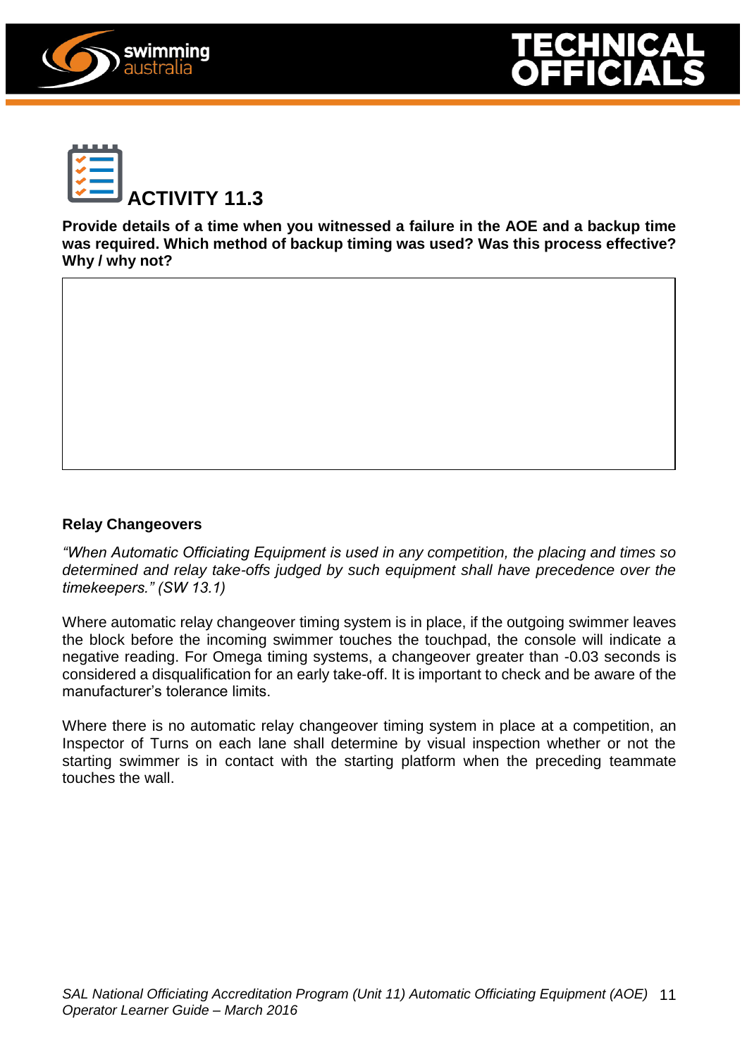## ACTIVITY 11.3

**Provide details of a time when you witnessed a failure in the AOE and a backup time was required. Which method of backup timing was used? Was this process effective? Why / why not?**

### Relay Changeovers

*"When Automatic Officiating Equipment is used in any competition, the placing and times so determined and relay take-offs judged by such equipment shall have precedence over the timekeepers." (SW 13.1)*

Where automatic relay changeover timing system is in place, if the outgoing swimmer leaves the block before the incoming swimmer touches the touchpad, the console will indicate a negative reading. For Omega timing systems, a changeover greater than -0.03 seconds is considered a disqualification for an early take-off. It is important to check and be aware of the manufacturer's tolerance limits.

Where there is no automatic relay changeover timing system in place at a competition, an Inspector of Turns on each lane shall determine by visual inspection whether or not the starting swimmer is in contact with the starting platform when the preceding teammate touches the wall.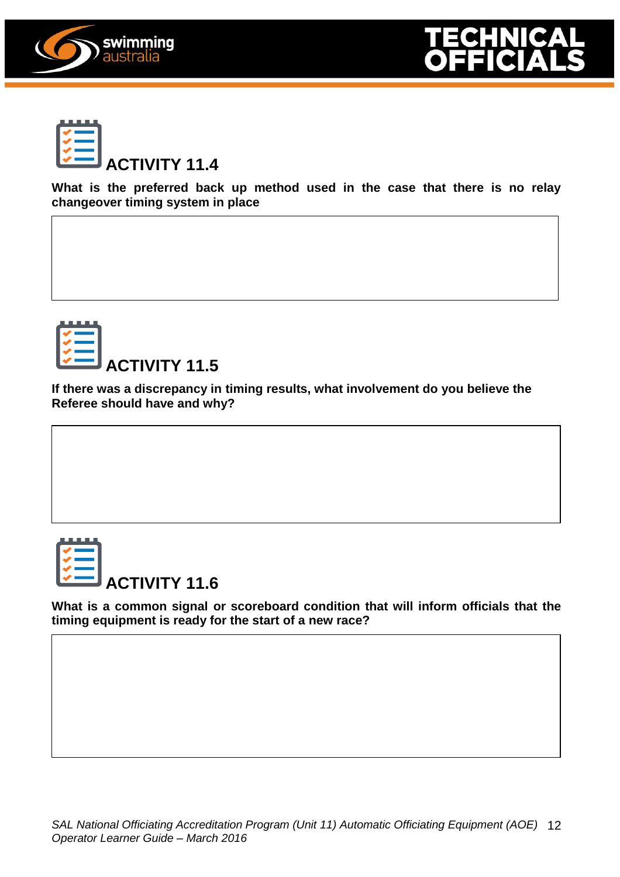## ACTIVITY 11.4

**What is the preferred back up method used in the case that there is no relay changeover timing system in place**

## ACTIVITY 11.5

**If there was a discrepancy in timing results, what involvement do you believe the Referee should have and why?**

## ACTIVITY 11.6

**What is a common signal or scoreboard condition that will inform officials that the timing equipment is ready for the start of a new race?**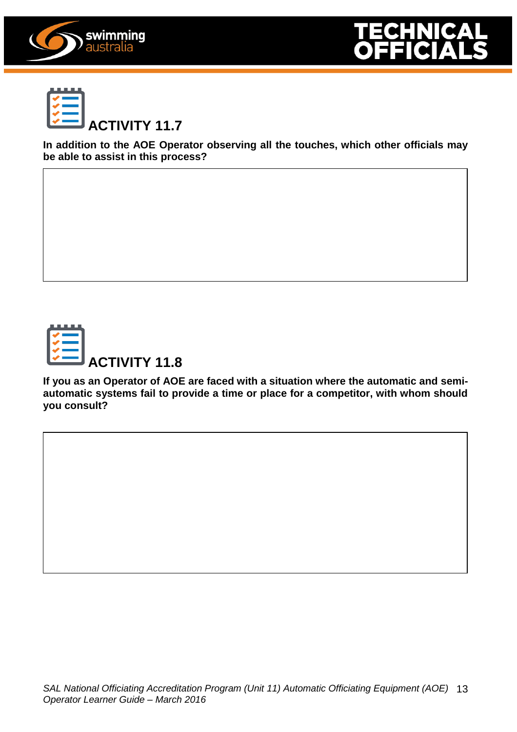## ACTIVITY 11.7

**In addition to the AOE Operator observing all the touches, which other officials may be able to assist in this process?**

## ACTIVITY 11.8

**If you as an Operator of AOE are faced with a situation where the automatic and semi-automatic systems fail to provide a time or place for a competitor, with whom should you consult?**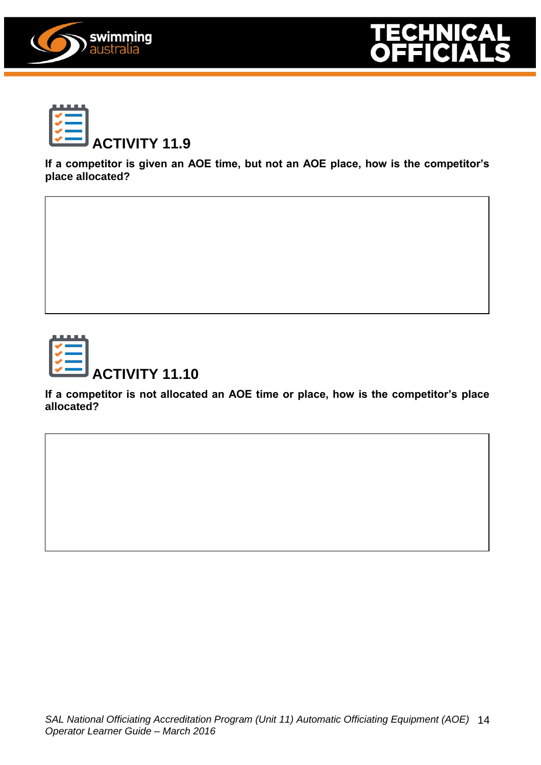## ACTIVITY 11.9

**If a competitor is given an AOE time, but not an AOE place, how is the competitor's place allocated?**

## ACTIVITY 11.10

**If a competitor is not allocated an AOE time or place, how is the competitor's place allocated?**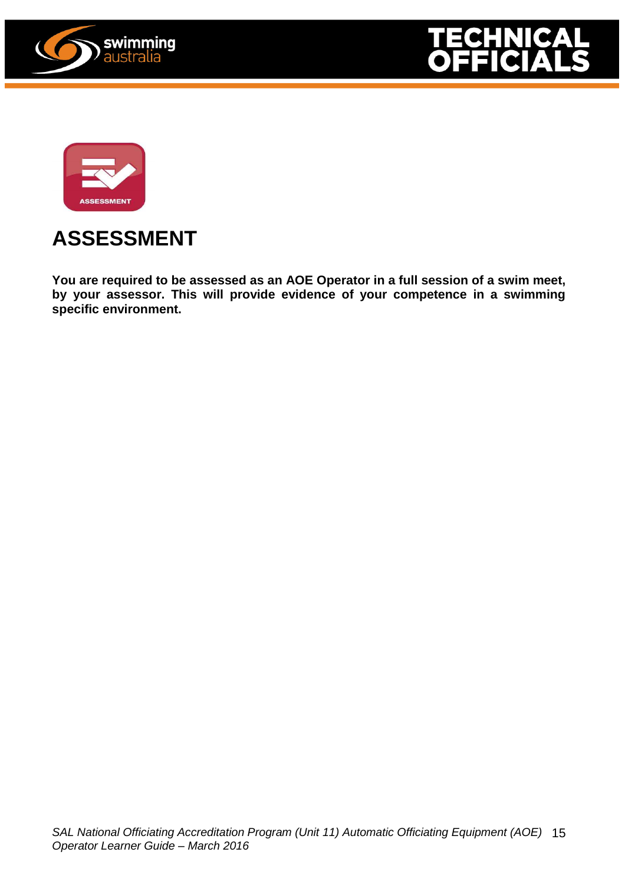# ASSESSMENT

**You are required to be assessed as an AOE Operator in a full session of a swim meet, by your assessor. This will provide evidence of your competence in a swimming specific environment.**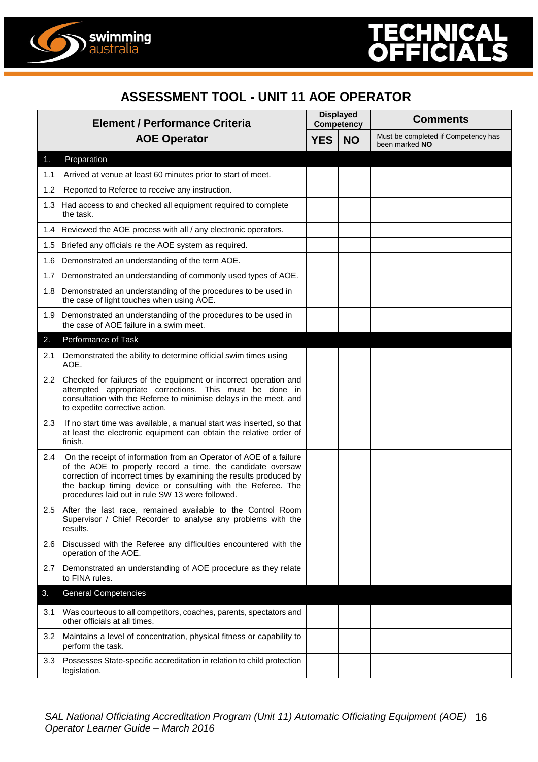## ASSESSMENT TOOL - UNIT 11 AOE OPERATOR

| Element / Performance Criteria AOE Operator | Displayed Competency | | Comments |
|---|---|---|---|
| | **YES** | **NO** | Must be completed if Competency has been marked **NO** |
| **1. Preparation** | | | |
| 1.1 Arrived at venue at least 60 minutes prior to start of meet. | | | |
| 1.2 Reported to Referee to receive any instruction. | | | |
| 1.3 Had access to and checked all equipment required to complete the task. | | | |
| 1.4 Reviewed the AOE process with all / any electronic operators. | | | |
| 1.5 Briefed any officials re the AOE system as required. | | | |
| 1.6 Demonstrated an understanding of the term AOE. | | | |
| 1.7 Demonstrated an understanding of commonly used types of AOE. | | | |
| 1.8 Demonstrated an understanding of the procedures to be used in the case of light touches when using AOE. | | | |
| 1.9 Demonstrated an understanding of the procedures to be used in the case of AOE failure in a swim meet. | | | |
| **2. Performance of Task** | | | |
| 2.1 Demonstrated the ability to determine official swim times using AOE. | | | |
| 2.2 Checked for failures of the equipment or incorrect operation and attempted appropriate corrections. This must be done in consultation with the Referee to minimise delays in the meet, and to expedite corrective action. | | | |
| 2.3 If no start time was available, a manual start was inserted, so that at least the electronic equipment can obtain the relative order of finish. | | | |
| 2.4 On the receipt of information from an Operator of AOE of a failure of the AOE to properly record a time, the candidate oversaw correction of incorrect times by examining the results produced by the backup timing device or consulting with the Referee. The procedures laid out in rule SW 13 were followed. | | | |
| 2.5 After the last race, remained available to the Control Room Supervisor / Chief Recorder to analyse any problems with the results. | | | |
| 2.6 Discussed with the Referee any difficulties encountered with the operation of the AOE. | | | |
| 2.7 Demonstrated an understanding of AOE procedure as they relate to FINA rules. | | | |
| **3. General Competencies** | | | |
| 3.1 Was courteous to all competitors, coaches, parents, spectators and other officials at all times. | | | |
| 3.2 Maintains a level of concentration, physical fitness or capability to perform the task. | | | |
| 3.3 Possesses State-specific accreditation in relation to child protection legislation. | | | |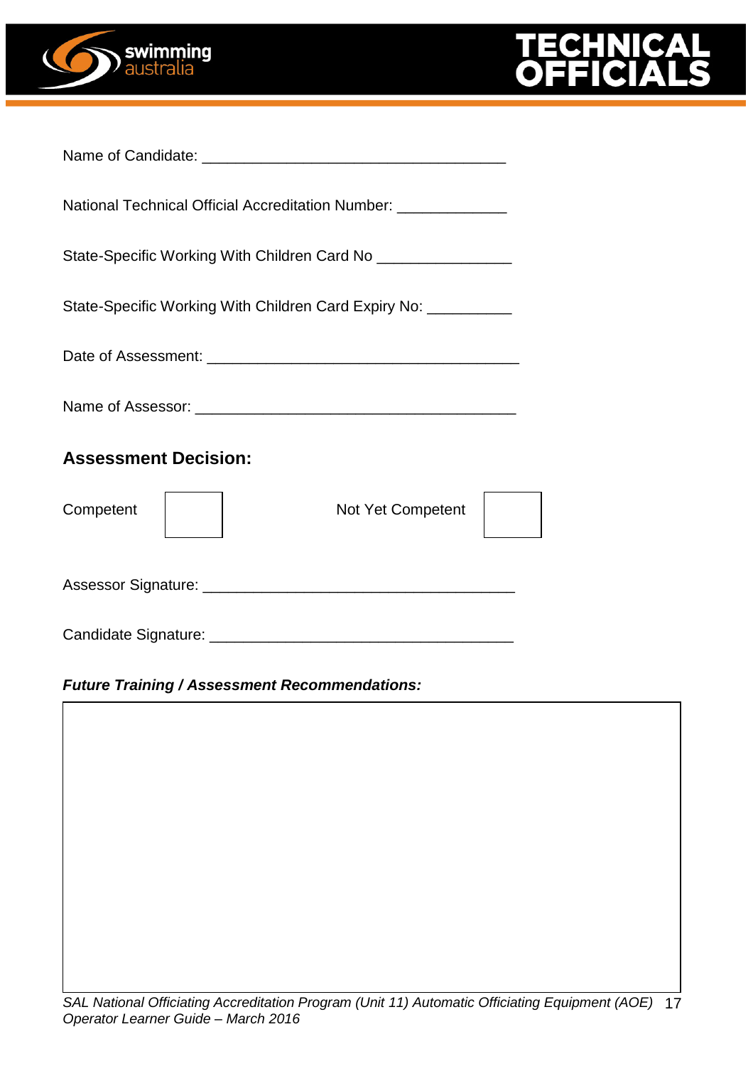Name of Candidate: ___________________________________

National Technical Official Accreditation Number: _____________

State-Specific Working With Children Card No ________________

State-Specific Working With Children Card Expiry No: __________

Date of Assessment: _____________________________________

Name of Assessor: ______________________________________

## Assessment Decision:

| | | | |
|---|---|---|---|
| Competent | ☐ | Not Yet Competent | ☐ |

Assessor Signature: _____________________________________

Candidate Signature: ____________________________________

***Future Training / Assessment Recommendations:***

| |
|---|
| |